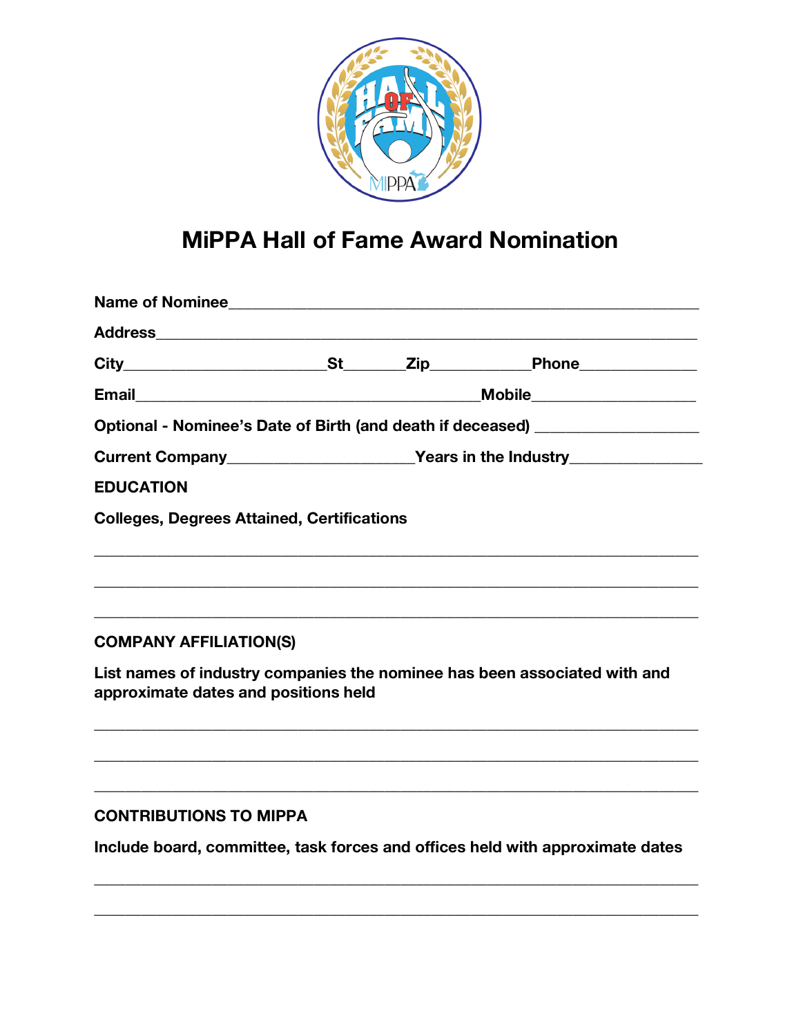# MiPPA Hall of Fame Award Nomination

**Name of Nominee**____________________________________________________________

**Address**________________________________________________________________

**City**______________________**St**______**Zip**__________**Phone**_____________

**Email**_____________________________________**Mobile**_________________

**Optional - Nominee's Date of Birth (and death if deceased)** _________________

**Current Company**____________________**Years in the Industry**______________

**EDUCATION**

**Colleges, Degrees Attained, Certifications**

______________________________________________________________________

______________________________________________________________________

______________________________________________________________________

**COMPANY AFFILIATION(S)**

**List names of industry companies the nominee has been associated with and approximate dates and positions held**

______________________________________________________________________

______________________________________________________________________

______________________________________________________________________

**CONTRIBUTIONS TO MIPPA**

**Include board, committee, task forces and offices held with approximate dates**

______________________________________________________________________

______________________________________________________________________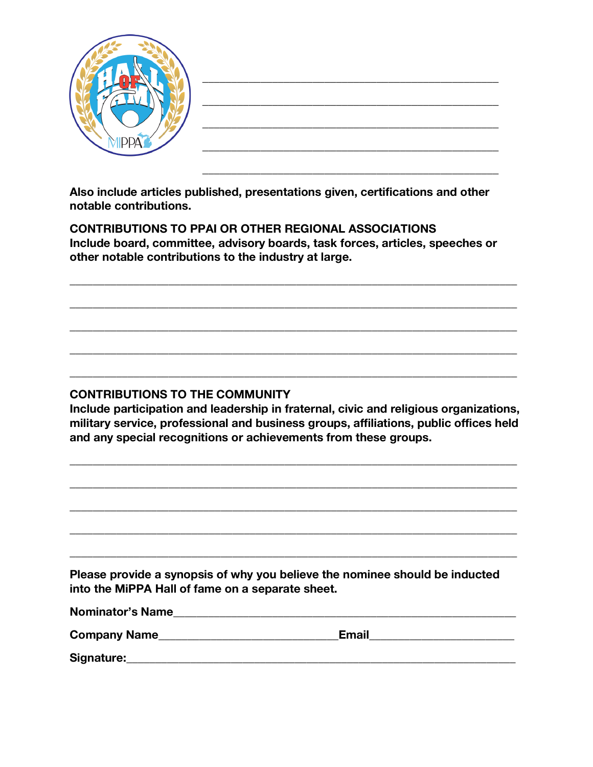\_\_\_\_\_\_\_\_\_\_\_\_\_\_\_\_\_\_\_\_\_\_\_\_\_\_\_\_\_\_\_\_\_\_\_\_\_\_\_\_\_\_\_\_\_\_\_\_

\_\_\_\_\_\_\_\_\_\_\_\_\_\_\_\_\_\_\_\_\_\_\_\_\_\_\_\_\_\_\_\_\_\_\_\_\_\_\_\_\_\_\_\_\_\_\_\_

\_\_\_\_\_\_\_\_\_\_\_\_\_\_\_\_\_\_\_\_\_\_\_\_\_\_\_\_\_\_\_\_\_\_\_\_\_\_\_\_\_\_\_\_\_\_\_\_

\_\_\_\_\_\_\_\_\_\_\_\_\_\_\_\_\_\_\_\_\_\_\_\_\_\_\_\_\_\_\_\_\_\_\_\_\_\_\_\_\_\_\_\_\_\_\_\_

\_\_\_\_\_\_\_\_\_\_\_\_\_\_\_\_\_\_\_\_\_\_\_\_\_\_\_\_\_\_\_\_\_\_\_\_\_\_\_\_\_\_\_\_\_\_\_\_

**Also include articles published, presentations given, certifications and other notable contributions.**

**CONTRIBUTIONS TO PPAI OR OTHER REGIONAL ASSOCIATIONS**
**Include board, committee, advisory boards, task forces, articles, speeches or other notable contributions to the industry at large.**

\_\_\_\_\_\_\_\_\_\_\_\_\_\_\_\_\_\_\_\_\_\_\_\_\_\_\_\_\_\_\_\_\_\_\_\_\_\_\_\_\_\_\_\_\_\_\_\_\_\_\_\_\_\_\_\_\_\_\_\_\_\_\_\_

\_\_\_\_\_\_\_\_\_\_\_\_\_\_\_\_\_\_\_\_\_\_\_\_\_\_\_\_\_\_\_\_\_\_\_\_\_\_\_\_\_\_\_\_\_\_\_\_\_\_\_\_\_\_\_\_\_\_\_\_\_\_\_\_

\_\_\_\_\_\_\_\_\_\_\_\_\_\_\_\_\_\_\_\_\_\_\_\_\_\_\_\_\_\_\_\_\_\_\_\_\_\_\_\_\_\_\_\_\_\_\_\_\_\_\_\_\_\_\_\_\_\_\_\_\_\_\_\_

\_\_\_\_\_\_\_\_\_\_\_\_\_\_\_\_\_\_\_\_\_\_\_\_\_\_\_\_\_\_\_\_\_\_\_\_\_\_\_\_\_\_\_\_\_\_\_\_\_\_\_\_\_\_\_\_\_\_\_\_\_\_\_\_

\_\_\_\_\_\_\_\_\_\_\_\_\_\_\_\_\_\_\_\_\_\_\_\_\_\_\_\_\_\_\_\_\_\_\_\_\_\_\_\_\_\_\_\_\_\_\_\_\_\_\_\_\_\_\_\_\_\_\_\_\_\_\_\_

**CONTRIBUTIONS TO THE COMMUNITY**
**Include participation and leadership in fraternal, civic and religious organizations, military service, professional and business groups, affiliations, public offices held and any special recognitions or achievements from these groups.**

\_\_\_\_\_\_\_\_\_\_\_\_\_\_\_\_\_\_\_\_\_\_\_\_\_\_\_\_\_\_\_\_\_\_\_\_\_\_\_\_\_\_\_\_\_\_\_\_\_\_\_\_\_\_\_\_\_\_\_\_\_\_\_\_

\_\_\_\_\_\_\_\_\_\_\_\_\_\_\_\_\_\_\_\_\_\_\_\_\_\_\_\_\_\_\_\_\_\_\_\_\_\_\_\_\_\_\_\_\_\_\_\_\_\_\_\_\_\_\_\_\_\_\_\_\_\_\_\_

\_\_\_\_\_\_\_\_\_\_\_\_\_\_\_\_\_\_\_\_\_\_\_\_\_\_\_\_\_\_\_\_\_\_\_\_\_\_\_\_\_\_\_\_\_\_\_\_\_\_\_\_\_\_\_\_\_\_\_\_\_\_\_\_

\_\_\_\_\_\_\_\_\_\_\_\_\_\_\_\_\_\_\_\_\_\_\_\_\_\_\_\_\_\_\_\_\_\_\_\_\_\_\_\_\_\_\_\_\_\_\_\_\_\_\_\_\_\_\_\_\_\_\_\_\_\_\_\_

\_\_\_\_\_\_\_\_\_\_\_\_\_\_\_\_\_\_\_\_\_\_\_\_\_\_\_\_\_\_\_\_\_\_\_\_\_\_\_\_\_\_\_\_\_\_\_\_\_\_\_\_\_\_\_\_\_\_\_\_\_\_\_\_

**Please provide a synopsis of why you believe the nominee should be inducted into the MiPPA Hall of fame on a separate sheet.**

**Nominator's Name**\_\_\_\_\_\_\_\_\_\_\_\_\_\_\_\_\_\_\_\_\_\_\_\_\_\_\_\_\_\_\_\_\_\_\_\_\_\_\_\_\_\_\_\_\_\_\_\_

**Company Name**\_\_\_\_\_\_\_\_\_\_\_\_\_\_\_\_\_\_\_\_\_\_\_\_\_\_\_\_**Email**\_\_\_\_\_\_\_\_\_\_\_\_\_\_\_\_\_\_\_\_

**Signature:**\_\_\_\_\_\_\_\_\_\_\_\_\_\_\_\_\_\_\_\_\_\_\_\_\_\_\_\_\_\_\_\_\_\_\_\_\_\_\_\_\_\_\_\_\_\_\_\_\_\_\_\_\_\_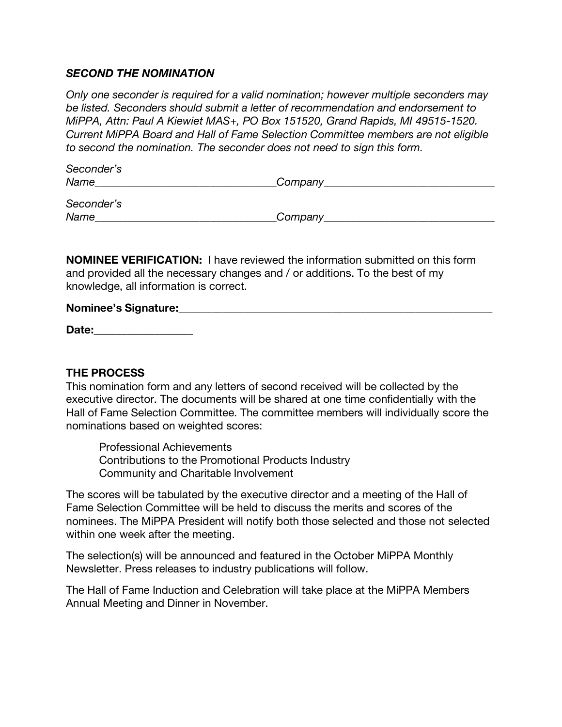### *SECOND THE NOMINATION*

*Only one seconder is required for a valid nomination; however multiple seconders may be listed. Seconders should submit a letter of recommendation and endorsement to MiPPA, Attn: Paul A Kiewiet MAS+, PO Box 151520, Grand Rapids, MI 49515-1520. Current MiPPA Board and Hall of Fame Selection Committee members are not eligible to second the nomination. The seconder does not need to sign this form.*

*Seconder's Name*_______________________________ *Company*_____________________________

*Seconder's Name*_______________________________ *Company*_____________________________

**NOMINEE VERIFICATION:** I have reviewed the information submitted on this form and provided all the necessary changes and / or additions. To the best of my knowledge, all information is correct.

**Nominee's Signature:**_________________________________________________________

**Date:**_________________

### THE PROCESS

This nomination form and any letters of second received will be collected by the executive director. The documents will be shared at one time confidentially with the Hall of Fame Selection Committee. The committee members will individually score the nominations based on weighted scores:

- Professional Achievements
- Contributions to the Promotional Products Industry
- Community and Charitable Involvement

The scores will be tabulated by the executive director and a meeting of the Hall of Fame Selection Committee will be held to discuss the merits and scores of the nominees. The MiPPA President will notify both those selected and those not selected within one week after the meeting.

The selection(s) will be announced and featured in the October MiPPA Monthly Newsletter. Press releases to industry publications will follow.

The Hall of Fame Induction and Celebration will take place at the MiPPA Members Annual Meeting and Dinner in November.